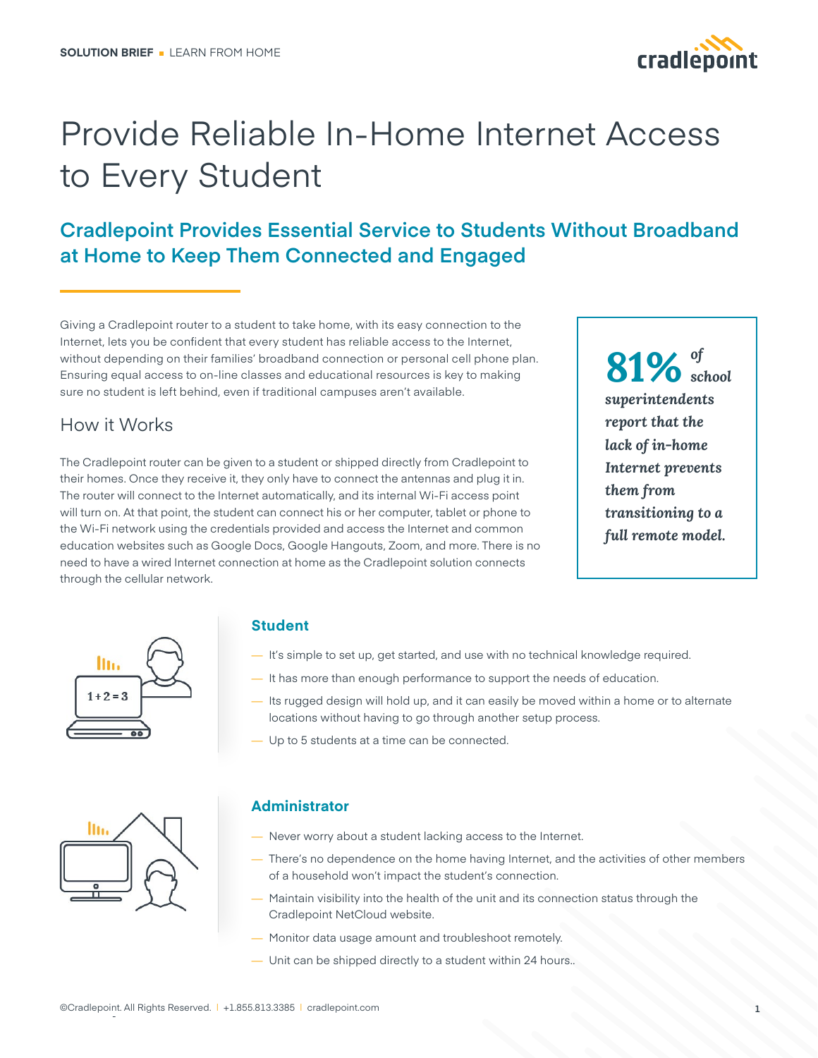SOLUTION BRIEF ■ LEARN FROM HOME

# Provide Reliable In-Home Internet Access to Every Student

## Cradlepoint Provides Essential Service to Students Without Broadband at Home to Keep Them Connected and Engaged

Giving a Cradlepoint router to a student to take home, with its easy connection to the Internet, lets you be confident that every student has reliable access to the Internet, without depending on their families' broadband connection or personal cell phone plan. Ensuring equal access to on-line classes and educational resources is key to making sure no student is left behind, even if traditional campuses aren't available.

> ***81%** of school superintendents report that the lack of in-home Internet prevents them from transitioning to a full remote model.*

### How it Works

The Cradlepoint router can be given to a student or shipped directly from Cradlepoint to their homes. Once they receive it, they only have to connect the antennas and plug it in. The router will connect to the Internet automatically, and its internal Wi-Fi access point will turn on. At that point, the student can connect his or her computer, tablet or phone to the Wi-Fi network using the credentials provided and access the Internet and common education websites such as Google Docs, Google Hangouts, Zoom, and more. There is no need to have a wired Internet connection at home as the Cradlepoint solution connects through the cellular network.

#### Student

- It's simple to set up, get started, and use with no technical knowledge required.
- It has more than enough performance to support the needs of education.
- Its rugged design will hold up, and it can easily be moved within a home or to alternate locations without having to go through another setup process.
- Up to 5 students at a time can be connected.

#### Administrator

- Never worry about a student lacking access to the Internet.
- There's no dependence on the home having Internet, and the activities of other members of a household won't impact the student's connection.
- Maintain visibility into the health of the unit and its connection status through the Cradlepoint NetCloud website.
- Monitor data usage amount and troubleshoot remotely.
- Unit can be shipped directly to a student within 24 hours..

©Cradlepoint. All Rights Reserved. | +1.855.813.3385 | cradlepoint.com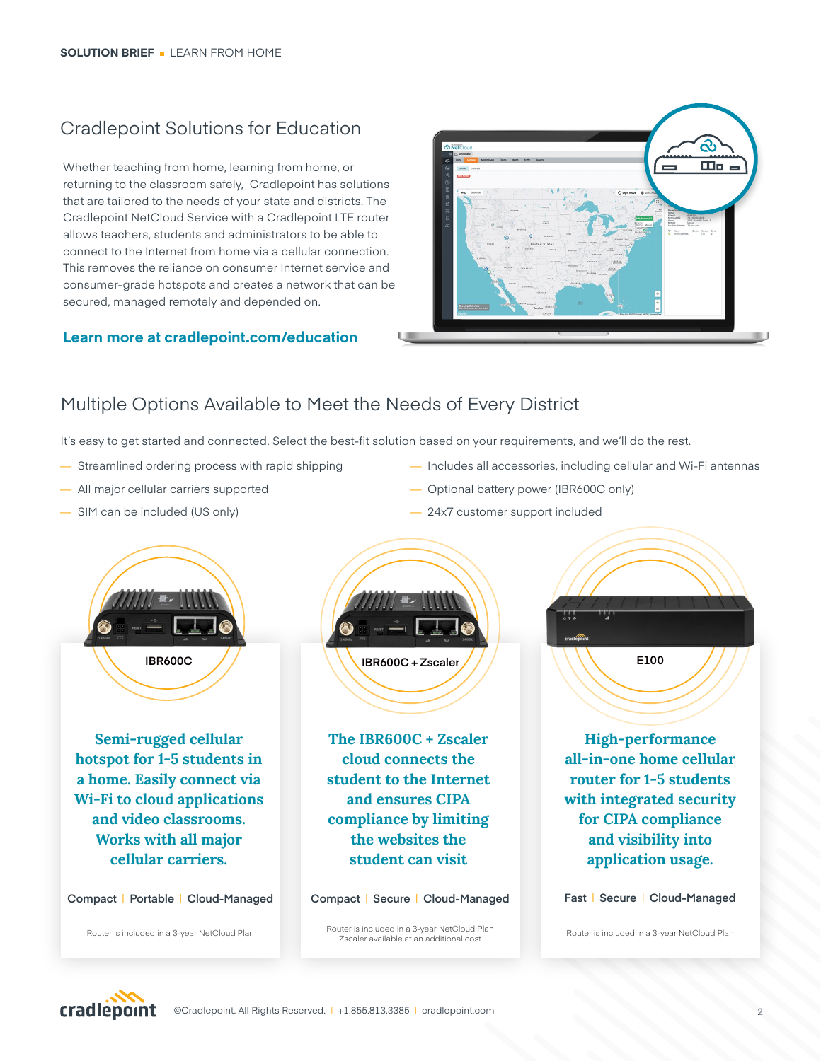## Cradlepoint Solutions for Education

Whether teaching from home, learning from home, or returning to the classroom safely, Cradlepoint has solutions that are tailored to the needs of your state and districts. The Cradlepoint NetCloud Service with a Cradlepoint LTE router allows teachers, students and administrators to be able to connect to the Internet from home via a cellular connection. This removes the reliance on consumer Internet service and consumer-grade hotspots and creates a network that can be secured, managed remotely and depended on.

**Learn more at cradlepoint.com/education**

## Multiple Options Available to Meet the Needs of Every District

It's easy to get started and connected. Select the best-fit solution based on your requirements, and we'll do the rest.

- Streamlined ordering process with rapid shipping
- All major cellular carriers supported
- SIM can be included (US only)
- Includes all accessories, including cellular and Wi-Fi antennas
- Optional battery power (IBR600C only)
- 24x7 customer support included

### IBR600C

**Semi-rugged cellular hotspot for 1-5 students in a home. Easily connect via Wi-Fi to cloud applications and video classrooms. Works with all major cellular carriers.**

Compact | Portable | Cloud-Managed

Router is included in a 3-year NetCloud Plan

### IBR600C + Zscaler

**The IBR600C + Zscaler cloud connects the student to the Internet and ensures CIPA compliance by limiting the websites the student can visit**

Compact | Secure | Cloud-Managed

Router is included in a 3-year NetCloud Plan
Zscaler available at an additional cost

### E100

**High-performance all-in-one home cellular router for 1-5 students with integrated security for CIPA compliance and visibility into application usage.**

Fast | Secure | Cloud-Managed

Router is included in a 3-year NetCloud Plan

©Cradlepoint. All Rights Reserved. | +1.855.813.3385 | cradlepoint.com